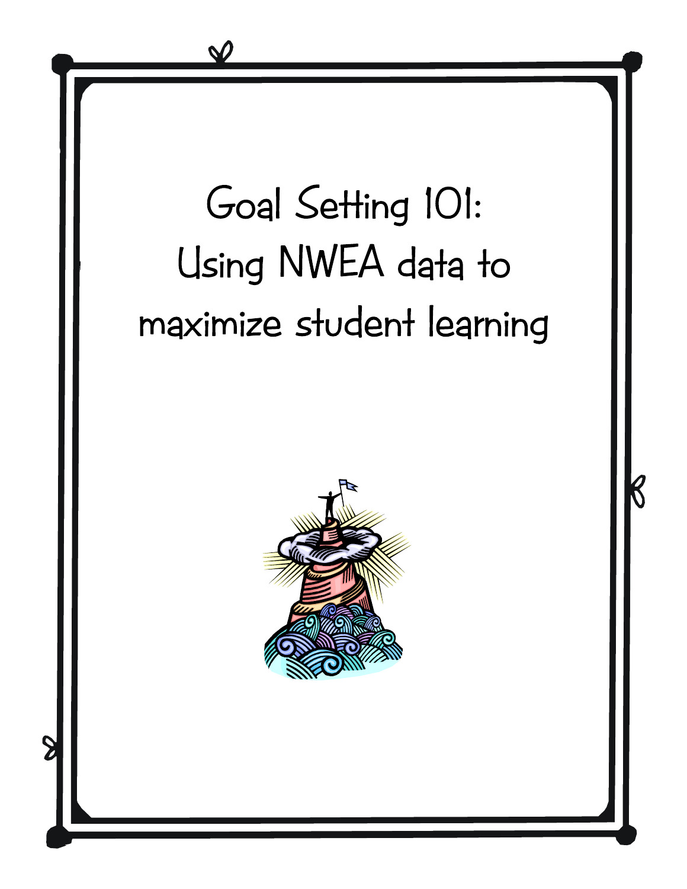# Goal Setting 101: Using NWEA data to maximize student learning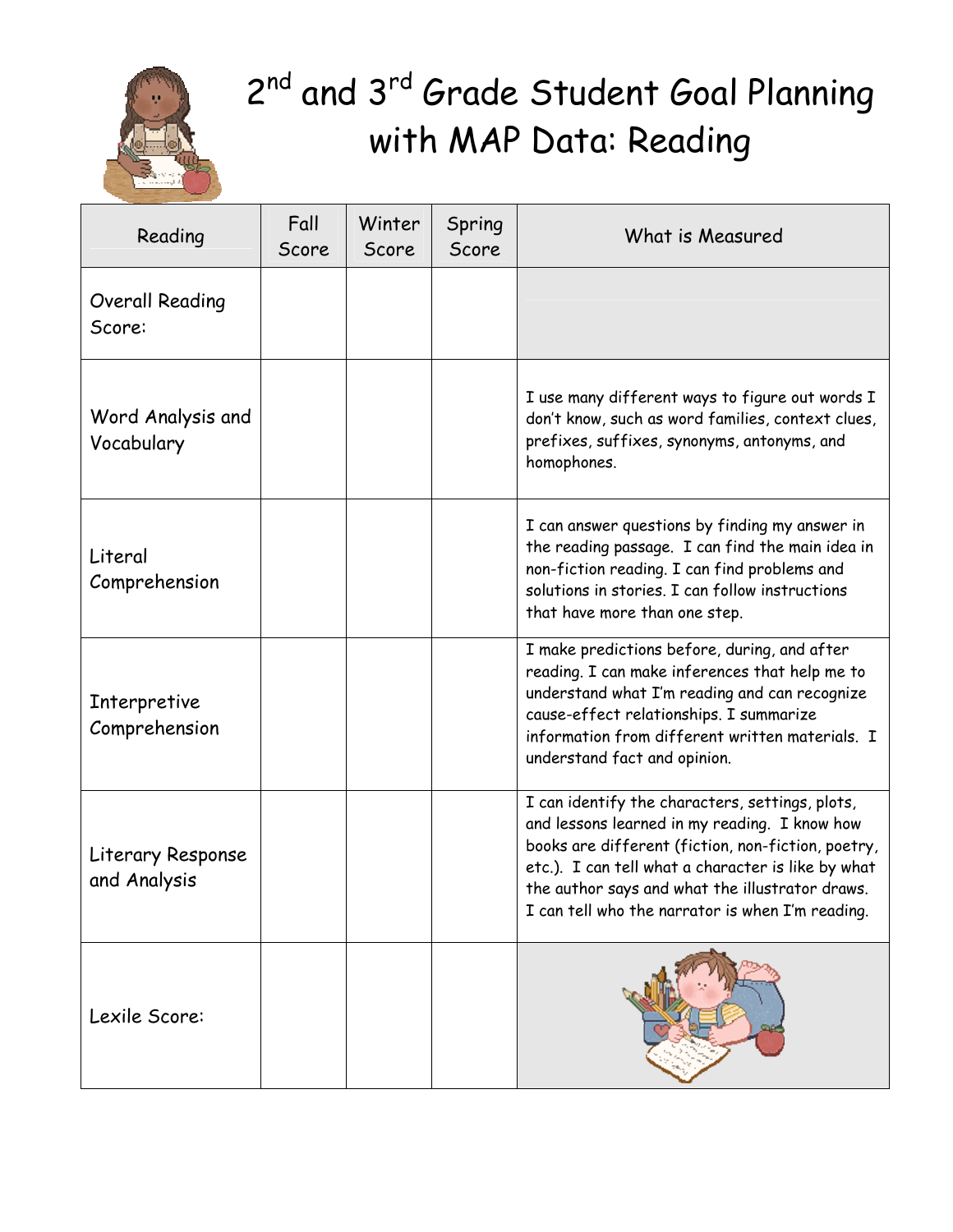# 2nd and 3rd Grade Student Goal Planning with MAP Data: Reading

| Reading | Fall Score | Winter Score | Spring Score | What is Measured |
|---|---|---|---|---|
| Overall Reading Score: | | | | |
| Word Analysis and Vocabulary | | | | I use many different ways to figure out words I don't know, such as word families, context clues, prefixes, suffixes, synonyms, antonyms, and homophones. |
| Literal Comprehension | | | | I can answer questions by finding my answer in the reading passage. I can find the main idea in non-fiction reading. I can find problems and solutions in stories. I can follow instructions that have more than one step. |
| Interpretive Comprehension | | | | I make predictions before, during, and after reading. I can make inferences that help me to understand what I'm reading and can recognize cause-effect relationships. I summarize information from different written materials. I understand fact and opinion. |
| Literary Response and Analysis | | | | I can identify the characters, settings, plots, and lessons learned in my reading. I know how books are different (fiction, non-fiction, poetry, etc.). I can tell what a character is like by what the author says and what the illustrator draws. I can tell who the narrator is when I'm reading. |
| Lexile Score: | | | | |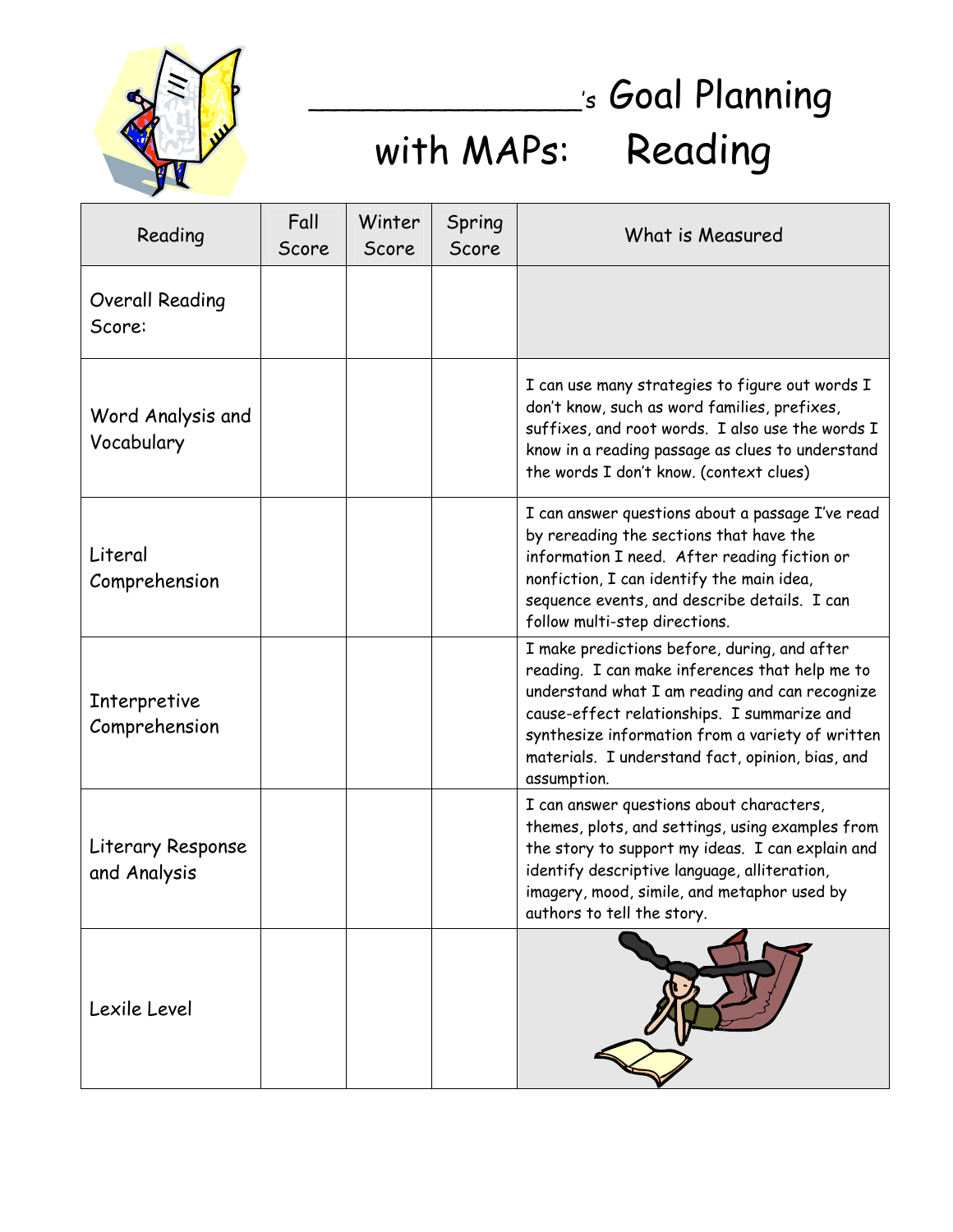# _______________'s Goal Planning with MAPs: Reading

| Reading | Fall Score | Winter Score | Spring Score | What is Measured |
|---|---|---|---|---|
| Overall Reading Score: | | | | |
| Word Analysis and Vocabulary | | | | I can use many strategies to figure out words I don't know, such as word families, prefixes, suffixes, and root words. I also use the words I know in a reading passage as clues to understand the words I don't know. (context clues) |
| Literal Comprehension | | | | I can answer questions about a passage I've read by rereading the sections that have the information I need. After reading fiction or nonfiction, I can identify the main idea, sequence events, and describe details. I can follow multi-step directions. |
| Interpretive Comprehension | | | | I make predictions before, during, and after reading. I can make inferences that help me to understand what I am reading and can recognize cause-effect relationships. I summarize and synthesize information from a variety of written materials. I understand fact, opinion, bias, and assumption. |
| Literary Response and Analysis | | | | I can answer questions about characters, themes, plots, and settings, using examples from the story to support my ideas. I can explain and identify descriptive language, alliteration, imagery, mood, simile, and metaphor used by authors to tell the story. |
| Lexile Level | | | | |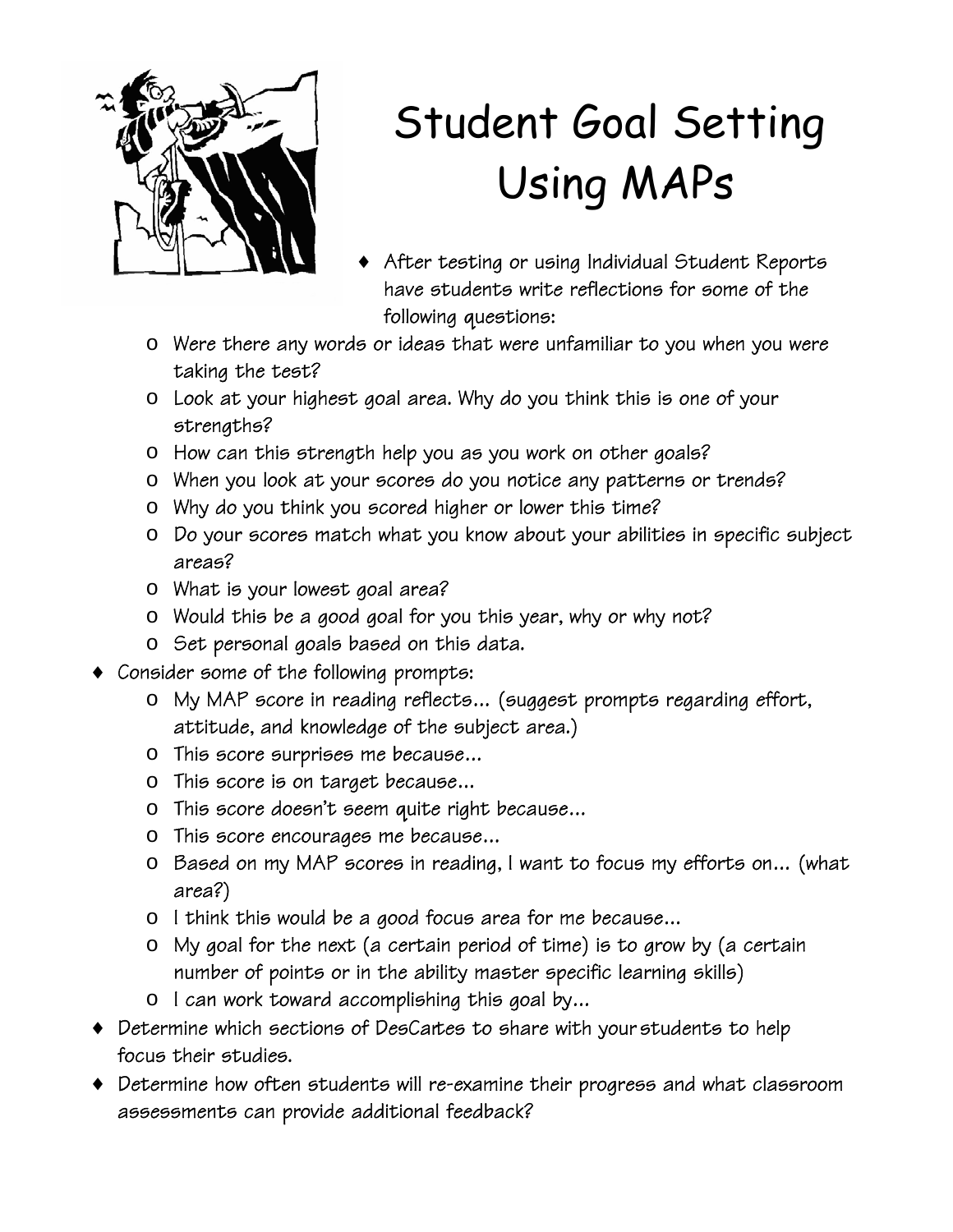# Student Goal Setting Using MAPs

- After testing or using Individual Student Reports have students write reflections for some of the following questions:
  - Were there any words or ideas that were unfamiliar to you when you were taking the test?
  - Look at your highest goal area. Why do you think this is one of your strengths?
  - How can this strength help you as you work on other goals?
  - When you look at your scores do you notice any patterns or trends?
  - Why do you think you scored higher or lower this time?
  - Do your scores match what you know about your abilities in specific subject areas?
  - What is your lowest goal area?
  - Would this be a good goal for you this year, why or why not?
  - Set personal goals based on this data.
- Consider some of the following prompts:
  - My MAP score in reading reflects… (suggest prompts regarding effort, attitude, and knowledge of the subject area.)
  - This score surprises me because…
  - This score is on target because…
  - This score doesn't seem quite right because…
  - This score encourages me because…
  - Based on my MAP scores in reading, I want to focus my efforts on… (what area?)
  - I think this would be a good focus area for me because…
  - My goal for the next (a certain period of time) is to grow by (a certain number of points or in the ability master specific learning skills)
  - I can work toward accomplishing this goal by…
- Determine which sections of DesCartes to share with your students to help focus their studies.
- Determine how often students will re-examine their progress and what classroom assessments can provide additional feedback?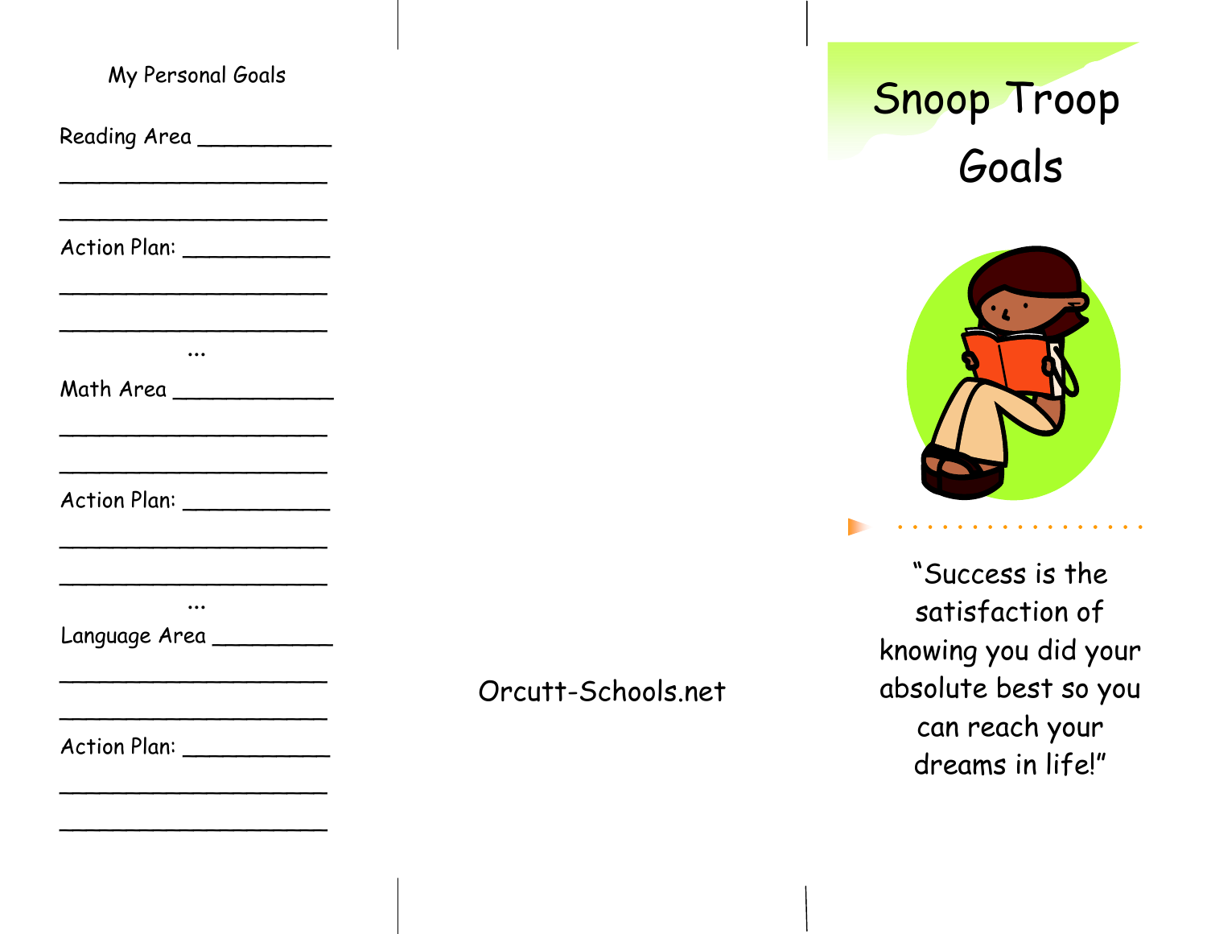My Personal Goals

Reading Area ___________

______________________

______________________

Action Plan: ____________

______________________

______________________

...

Math Area ______________

______________________

______________________

Action Plan: ____________

______________________

______________________

...

Language Area __________

______________________

______________________

Action Plan: ____________

______________________

______________________

Orcutt-Schools.net

# Snoop Troop Goals

"Success is the satisfaction of knowing you did your absolute best so you can reach your dreams in life!"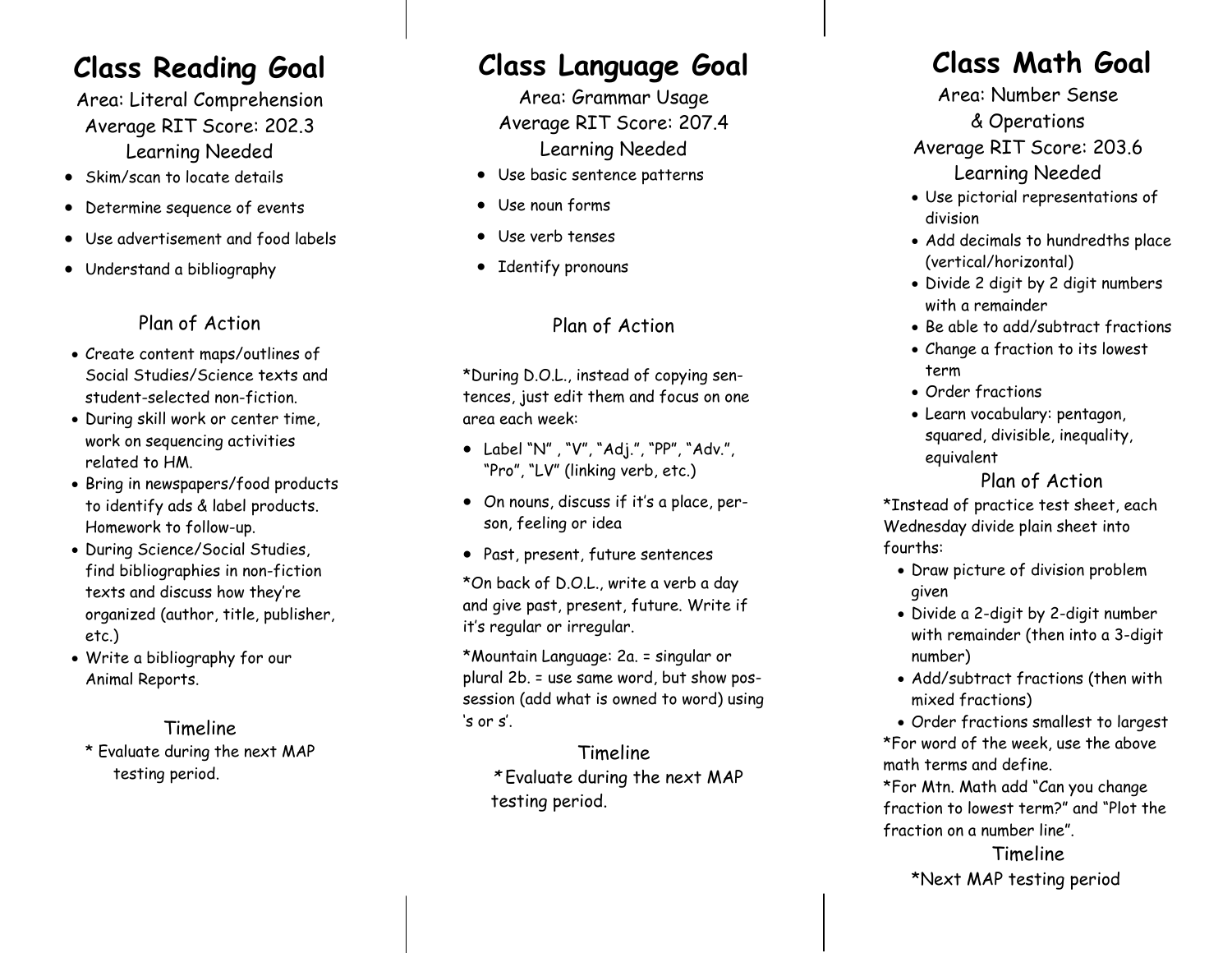# Class Reading Goal

Area: Literal Comprehension

Average RIT Score: 202.3

Learning Needed

- Skim/scan to locate details
- Determine sequence of events
- Use advertisement and food labels
- Understand a bibliography

## Plan of Action

- Create content maps/outlines of Social Studies/Science texts and student-selected non-fiction.
- During skill work or center time, work on sequencing activities related to HM.
- Bring in newspapers/food products to identify ads & label products. Homework to follow-up.
- During Science/Social Studies, find bibliographies in non-fiction texts and discuss how they're organized (author, title, publisher, etc.)
- Write a bibliography for our Animal Reports.

## Timeline

\* Evaluate during the next MAP testing period.

# Class Language Goal

Area: Grammar Usage

Average RIT Score: 207.4

Learning Needed

- Use basic sentence patterns
- Use noun forms
- Use verb tenses
- Identify pronouns

## Plan of Action

*During D.O.L., instead of copying sentences, just edit them and focus on one area each week:

- Label "N" , "V", "Adj.", "PP", "Adv.", "Pro", "LV" (linking verb, etc.)
- On nouns, discuss if it's a place, person, feeling or idea
- Past, present, future sentences

*On back of D.O.L., write a verb a day and give past, present, future. Write if it's regular or irregular.

*Mountain Language: 2a. = singular or plural 2b. = use same word, but show possession (add what is owned to word) using 's or s'.

## Timeline

*Evaluate during the next MAP testing period.

# Class Math Goal

Area: Number Sense & Operations

Average RIT Score: 203.6

Learning Needed

- Use pictorial representations of division
- Add decimals to hundredths place (vertical/horizontal)
- Divide 2 digit by 2 digit numbers with a remainder
- Be able to add/subtract fractions
- Change a fraction to its lowest term
- Order fractions
- Learn vocabulary: pentagon, squared, divisible, inequality, equivalent

## Plan of Action

*Instead of practice test sheet, each Wednesday divide plain sheet into fourths:

- Draw picture of division problem given
- Divide a 2-digit by 2-digit number with remainder (then into a 3-digit number)
- Add/subtract fractions (then with mixed fractions)
- Order fractions smallest to largest

*For word of the week, use the above math terms and define.

*For Mtn. Math add "Can you change fraction to lowest term?" and "Plot the fraction on a number line".

## Timeline

*Next MAP testing period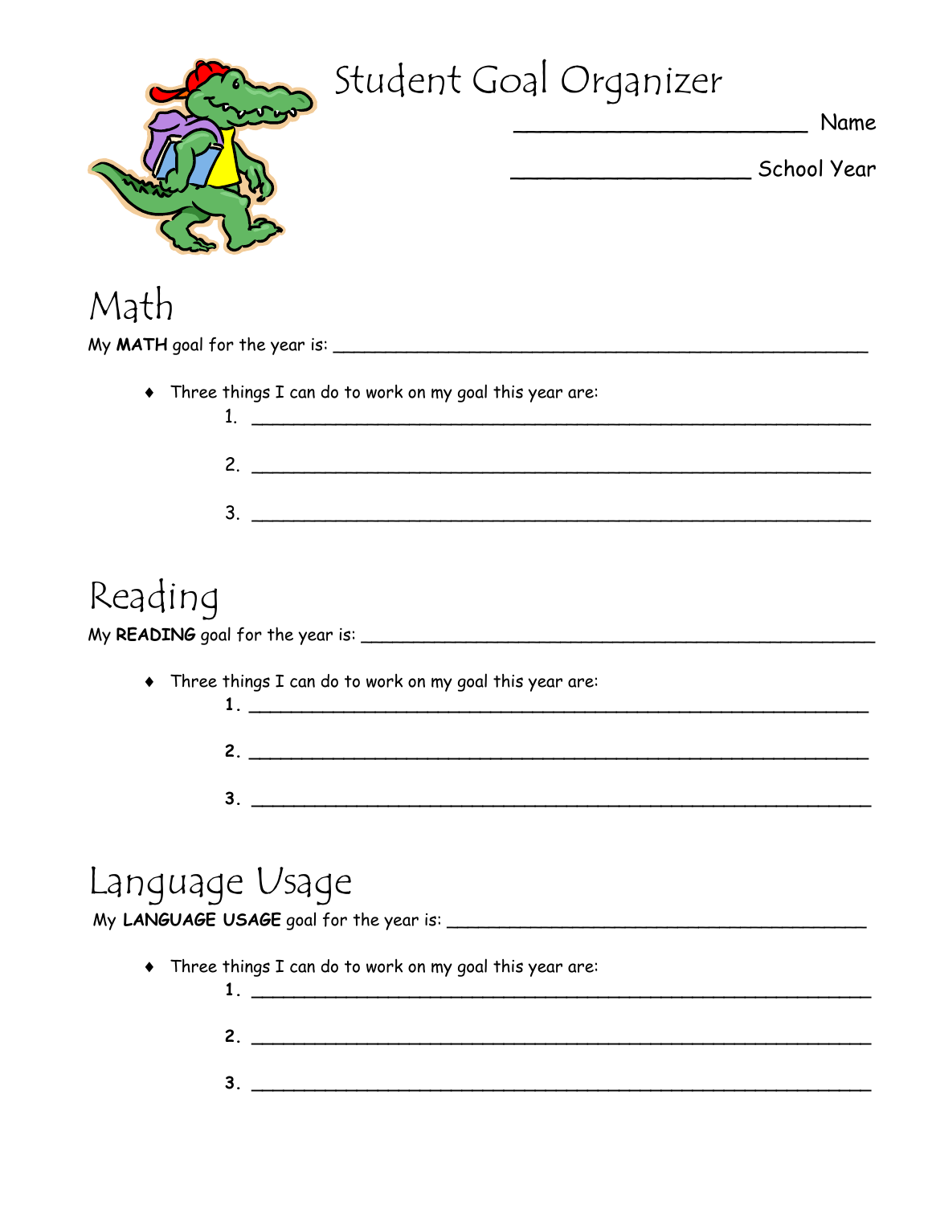# Student Goal Organizer

_______________________ Name

___________________ School Year

## Math

My **MATH** goal for the year is: ___________________________________________________

- Three things I can do to work on my goal this year are:
  1. ____________________________________________________________
  2. ____________________________________________________________
  3. ____________________________________________________________

## Reading

My **READING** goal for the year is: ________________________________________________

- Three things I can do to work on my goal this year are:
  1. ____________________________________________________________
  2. ____________________________________________________________
  3. ____________________________________________________________

## Language Usage

My **LANGUAGE USAGE** goal for the year is: ________________________________________

- Three things I can do to work on my goal this year are:
  1. ____________________________________________________________
  2. ____________________________________________________________
  3. ____________________________________________________________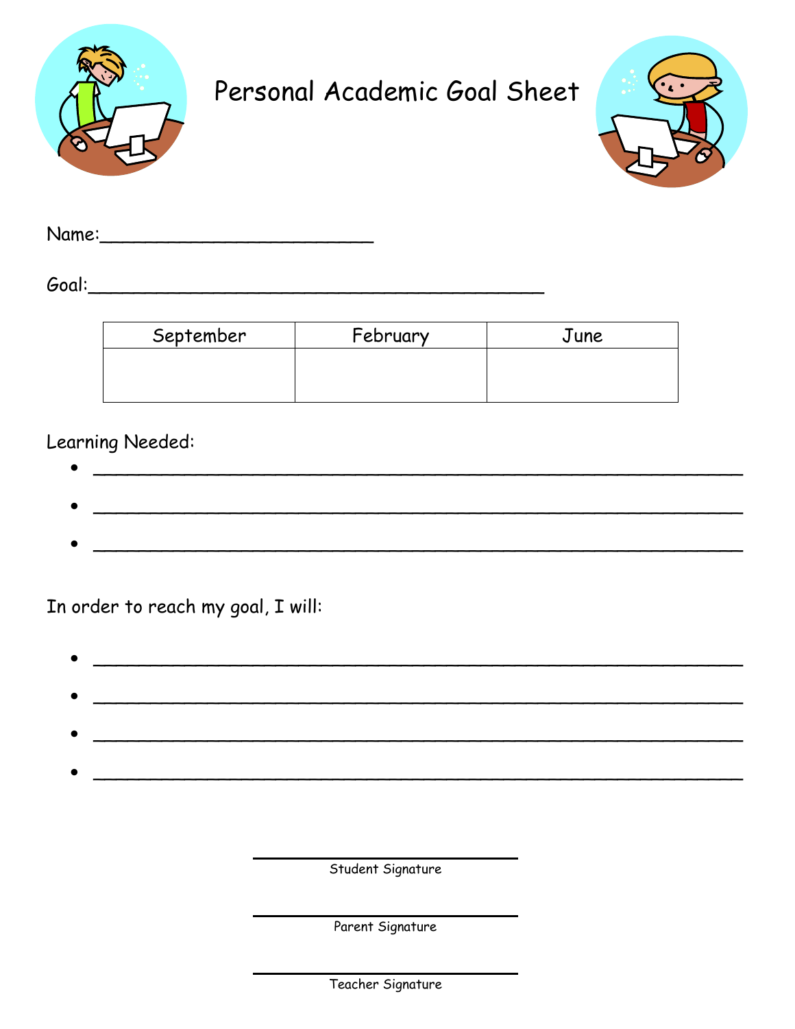# Personal Academic Goal Sheet

Name:________________________

Goal:________________________________________

| September | February | June |
|---|---|---|
| | | |

Learning Needed:

- ______________________________________________________
- ______________________________________________________
- ______________________________________________________

In order to reach my goal, I will:

- ______________________________________________________
- ______________________________________________________
- ______________________________________________________
- ______________________________________________________

________________________
Student Signature

________________________
Parent Signature

________________________
Teacher Signature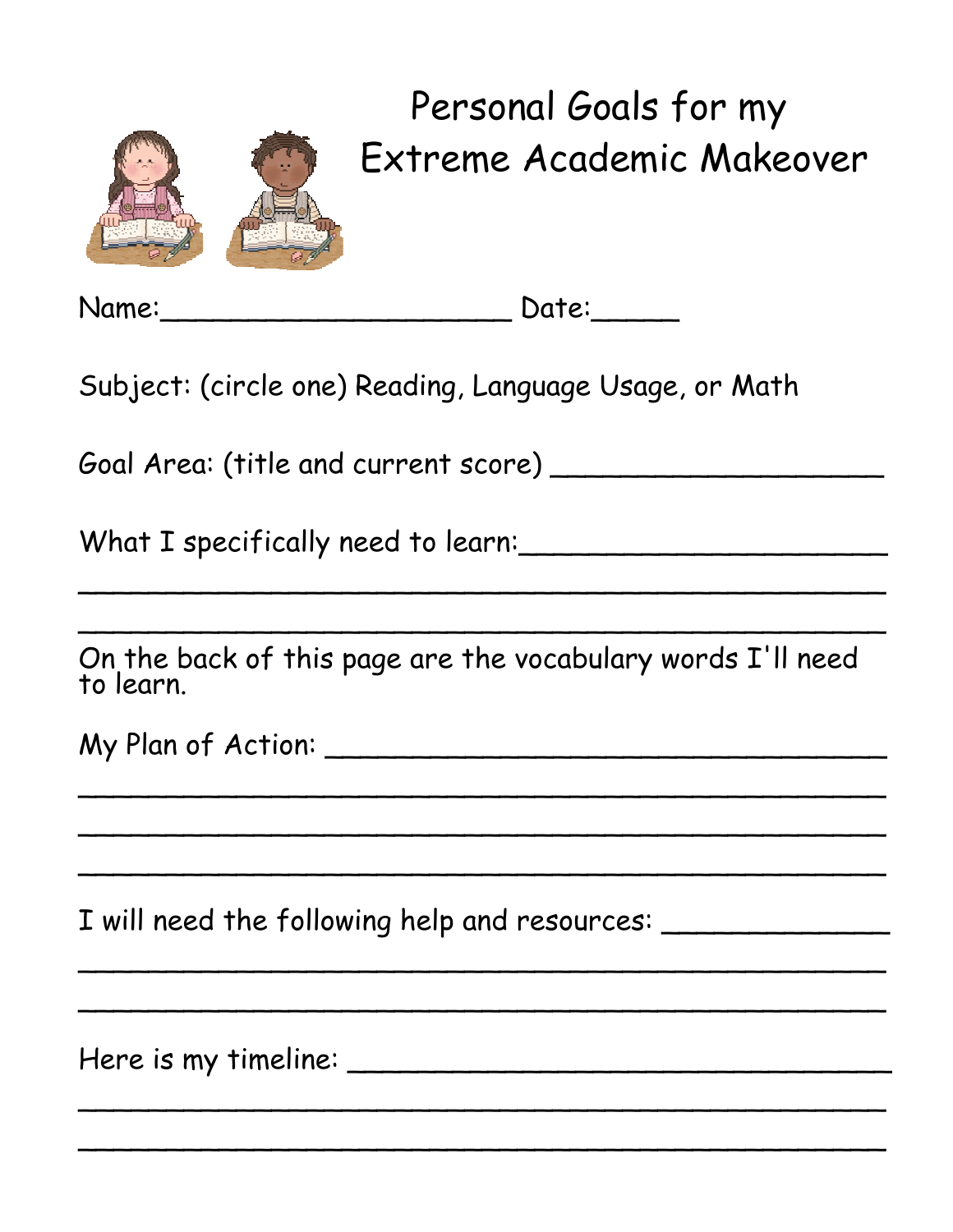# Personal Goals for my Extreme Academic Makeover

Name:____________________ Date:_____

Subject: (circle one) Reading, Language Usage, or Math

Goal Area: (title and current score) ___________________

What I specifically need to learn:_____________________

______________________________________________

______________________________________________

On the back of this page are the vocabulary words I'll need to learn.

My Plan of Action: _______________________________

______________________________________________

______________________________________________

______________________________________________

I will need the following help and resources: _____________

______________________________________________

______________________________________________

Here is my timeline: _______________________________

______________________________________________

______________________________________________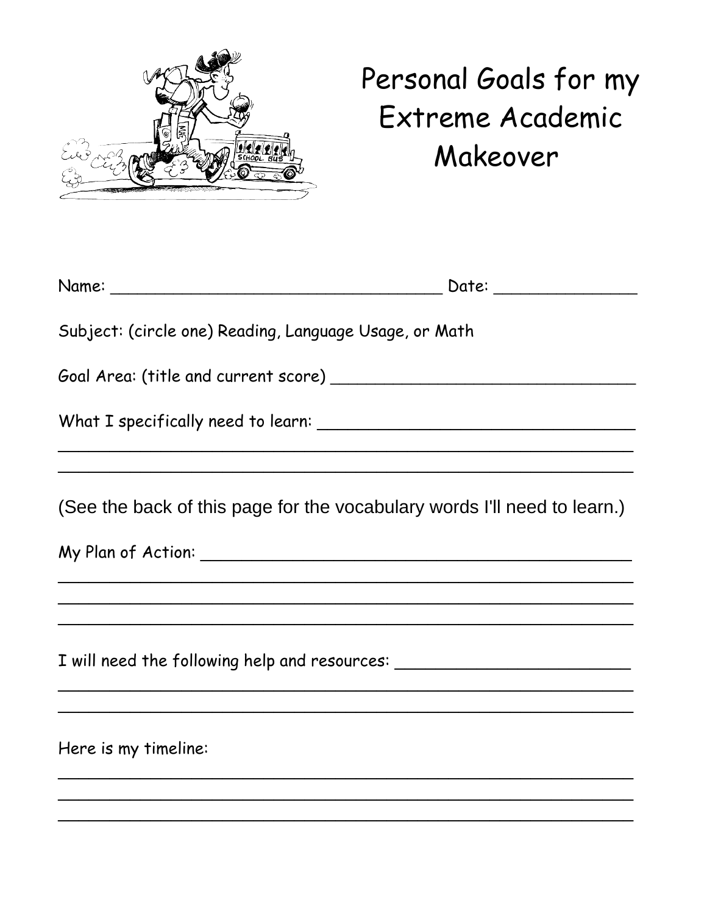# Personal Goals for my Extreme Academic Makeover

Name: ___________________________________ Date: _______________

Subject: (circle one) Reading, Language Usage, or Math

Goal Area: (title and current score) ________________________________

What I specifically need to learn: _________________________________
_____________________________________________________________
_____________________________________________________________

(See the back of this page for the vocabulary words I'll need to learn.)

My Plan of Action: _____________________________________________
_____________________________________________________________
_____________________________________________________________
_____________________________________________________________

I will need the following help and resources: ________________________
_____________________________________________________________
_____________________________________________________________

Here is my timeline:
_____________________________________________________________
_____________________________________________________________
_____________________________________________________________